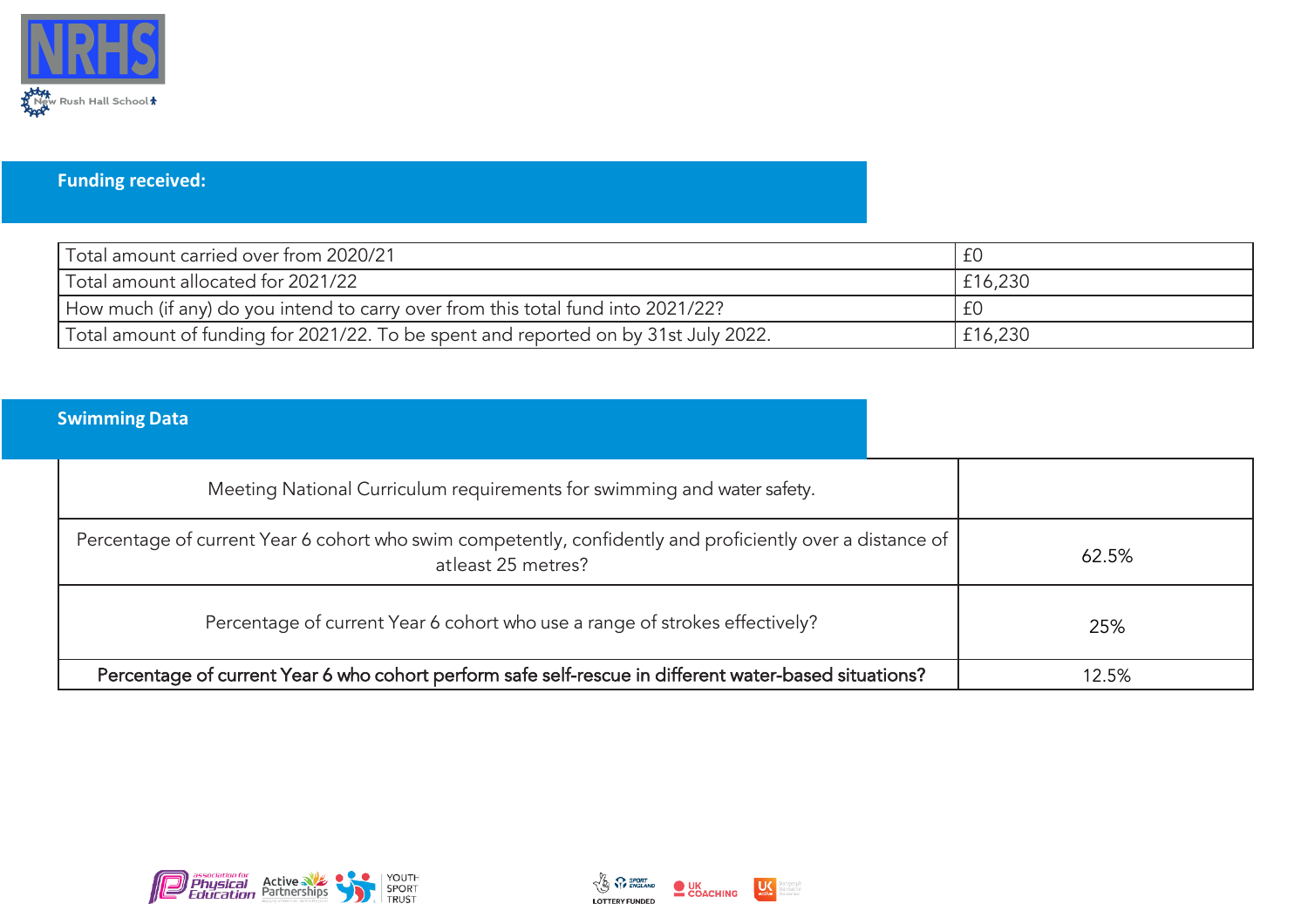NRHS

New Rush Hall School

## Funding received:

| | |
|---|---|
| Total amount carried over from 2020/21 | £0 |
| Total amount allocated for 2021/22 | £16,230 |
| How much (if any) do you intend to carry over from this total fund into 2021/22? | £0 |
| Total amount of funding for 2021/22. To be spent and reported on by 31st July 2022. | £16,230 |

## Swimming Data

| Meeting National Curriculum requirements for swimming and water safety. | |
|---|---|
| Percentage of current Year 6 cohort who swim competently, confidently and proficiently over a distance of atleast 25 metres? | 62.5% |
| Percentage of current Year 6 cohort who use a range of strokes effectively? | 25% |
| **Percentage of current Year 6 who cohort perform safe self-rescue in different water-based situations?** | 12.5% |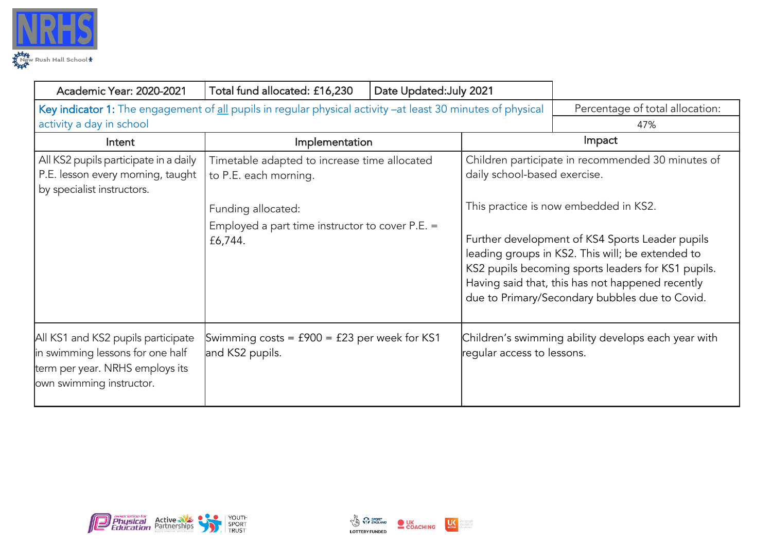| Academic Year: 2020-2021 | Total fund allocated: £16,230 | Date Updated:July 2021 | |
|---|---|---|---|
| Key indicator 1: The engagement of all pupils in regular physical activity –at least 30 minutes of physical activity a day in school | | | Percentage of total allocation: 47% |
| Intent | Implementation | Impact | |
| All KS2 pupils participate in a daily P.E. lesson every morning, taught by specialist instructors. | Timetable adapted to increase time allocated to P.E. each morning.<br><br>Funding allocated:<br>Employed a part time instructor to cover P.E. = £6,744. | Children participate in recommended 30 minutes of daily school-based exercise.<br><br>This practice is now embedded in KS2.<br><br>Further development of KS4 Sports Leader pupils leading groups in KS2. This will; be extended to KS2 pupils becoming sports leaders for KS1 pupils. Having said that, this has not happened recently due to Primary/Secondary bubbles due to Covid. | |
| All KS1 and KS2 pupils participate in swimming lessons for one half term per year. NRHS employs its own swimming instructor. | Swimming costs = £900 = £23 per week for KS1 and KS2 pupils. | Children's swimming ability develops each year with regular access to lessons. | |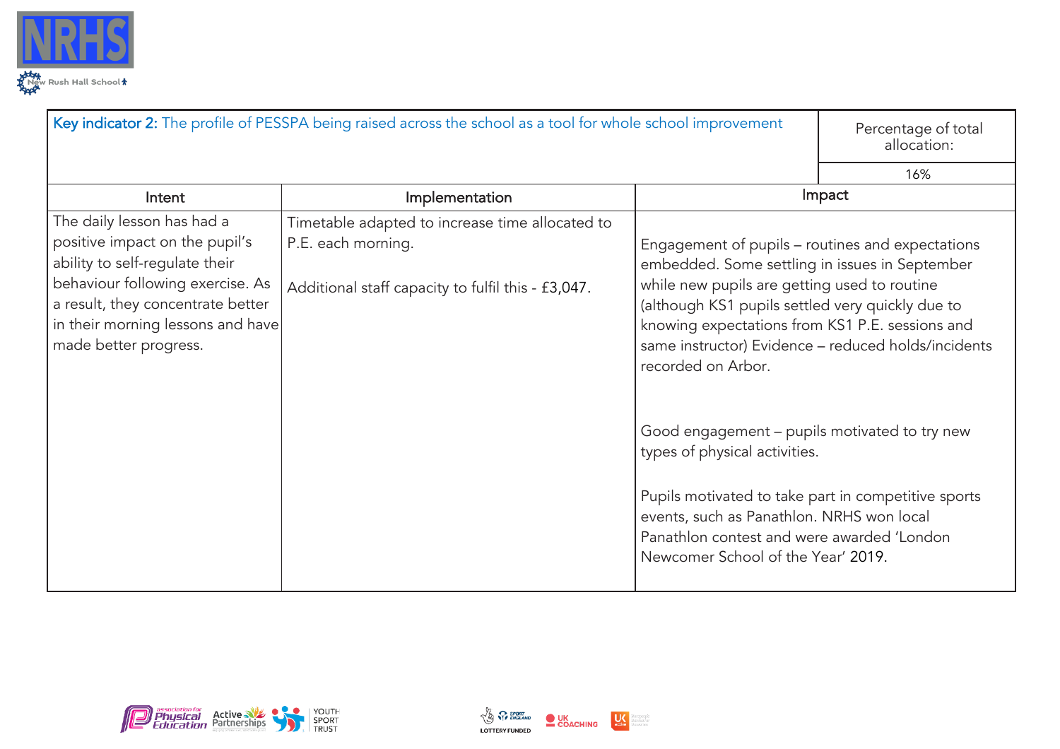| Key indicator 2: The profile of PESSPA being raised across the school as a tool for whole school improvement | | Percentage of total allocation: |
|---|---|---|
| | | 16% |
| **Intent** | **Implementation** | **Impact** |
| The daily lesson has had a positive impact on the pupil's ability to self-regulate their behaviour following exercise. As a result, they concentrate better in their morning lessons and have made better progress. | Timetable adapted to increase time allocated to P.E. each morning.<br><br>Additional staff capacity to fulfil this - £3,047. | Engagement of pupils – routines and expectations embedded. Some settling in issues in September while new pupils are getting used to routine (although KS1 pupils settled very quickly due to knowing expectations from KS1 P.E. sessions and same instructor) Evidence – reduced holds/incidents recorded on Arbor.<br><br>Good engagement – pupils motivated to try new types of physical activities.<br><br>Pupils motivated to take part in competitive sports events, such as Panathlon. NRHS won local Panathlon contest and were awarded 'London Newcomer School of the Year' 2019. |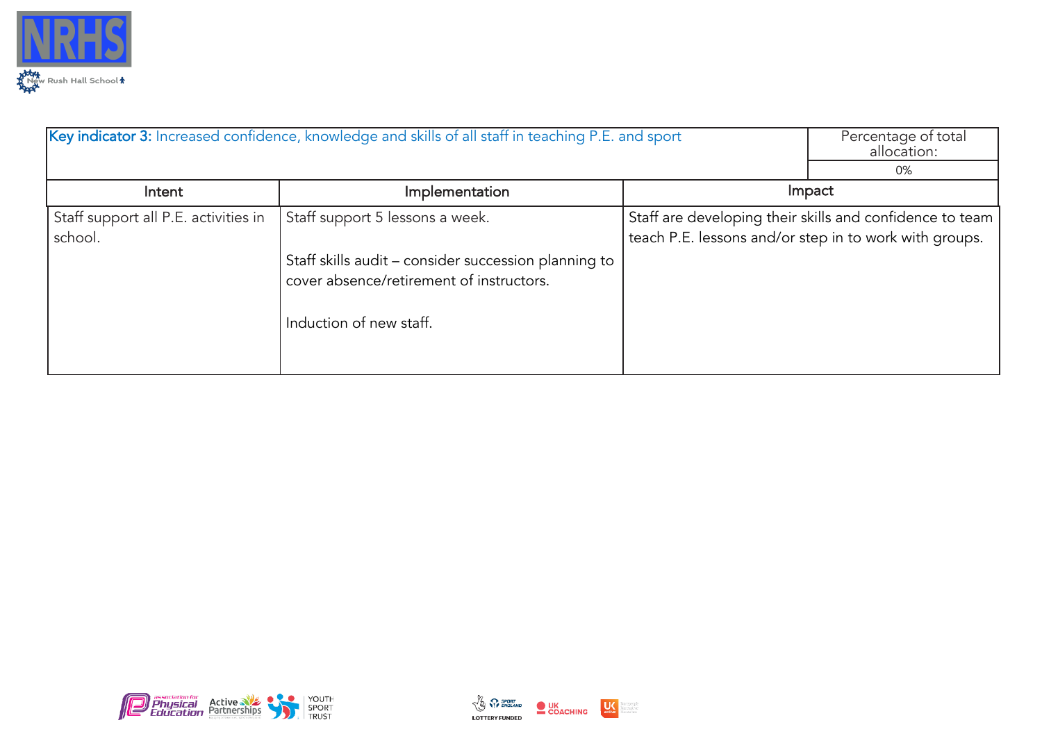| **Key indicator 3:** Increased confidence, knowledge and skills of all staff in teaching P.E. and sport | | Percentage of total allocation: |
|---|---|---|
| | | 0% |
| **Intent** | **Implementation** | **Impact** |
| Staff support all P.E. activities in school. | Staff support 5 lessons a week.<br><br>Staff skills audit – consider succession planning to cover absence/retirement of instructors.<br><br>Induction of new staff. | Staff are developing their skills and confidence to team teach P.E. lessons and/or step in to work with groups. |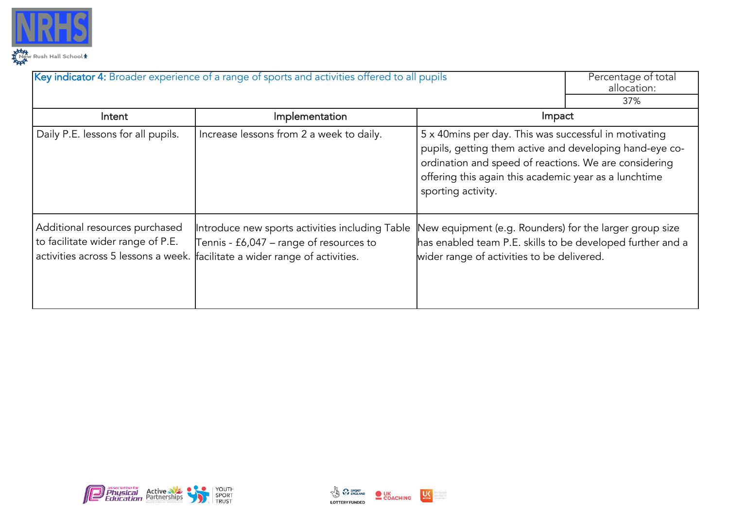| Key indicator 4: Broader experience of a range of sports and activities offered to all pupils | | Percentage of total allocation: |
|---|---|---|
| | | 37% |
| **Intent** | **Implementation** | **Impact** |
| Daily P.E. lessons for all pupils. | Increase lessons from 2 a week to daily. | 5 x 40mins per day. This was successful in motivating pupils, getting them active and developing hand-eye co-ordination and speed of reactions. We are considering offering this again this academic year as a lunchtime sporting activity. |
| Additional resources purchased to facilitate wider range of P.E. activities across 5 lessons a week. | Introduce new sports activities including Table Tennis - £6,047 – range of resources to facilitate a wider range of activities. | New equipment (e.g. Rounders) for the larger group size has enabled team P.E. skills to be developed further and a wider range of activities to be delivered. |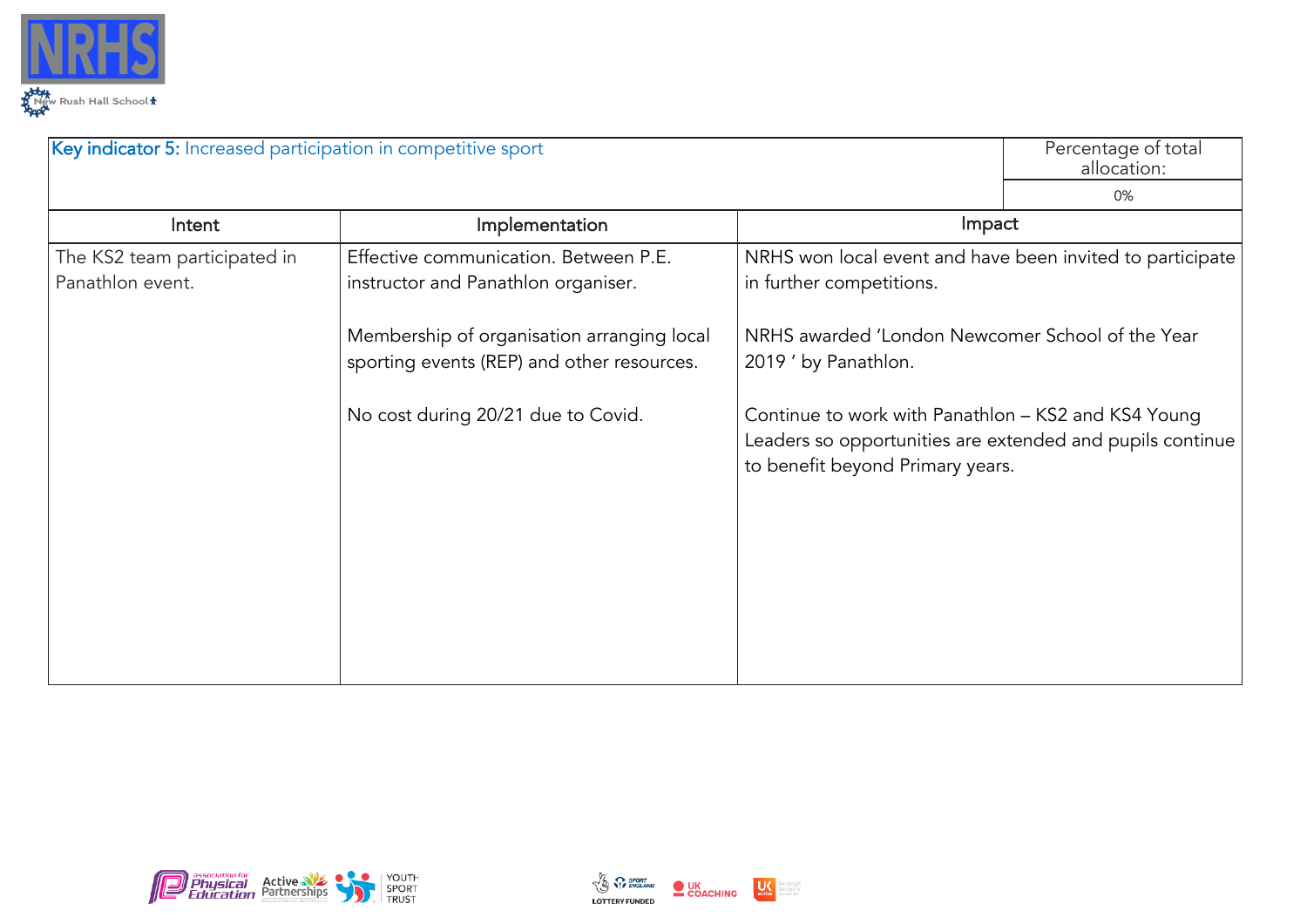| **Key indicator 5:** Increased participation in competitive sport | | Percentage of total allocation: |
|---|---|---|
| | | 0% |
| **Intent** | **Implementation** | **Impact** |
| The KS2 team participated in Panathlon event. | Effective communication. Between P.E. instructor and Panathlon organiser.<br><br>Membership of organisation arranging local sporting events (REP) and other resources.<br><br>No cost during 20/21 due to Covid. | NRHS won local event and have been invited to participate in further competitions.<br><br>NRHS awarded 'London Newcomer School of the Year 2019 ' by Panathlon.<br><br>Continue to work with Panathlon – KS2 and KS4 Young Leaders so opportunities are extended and pupils continue to benefit beyond Primary years. |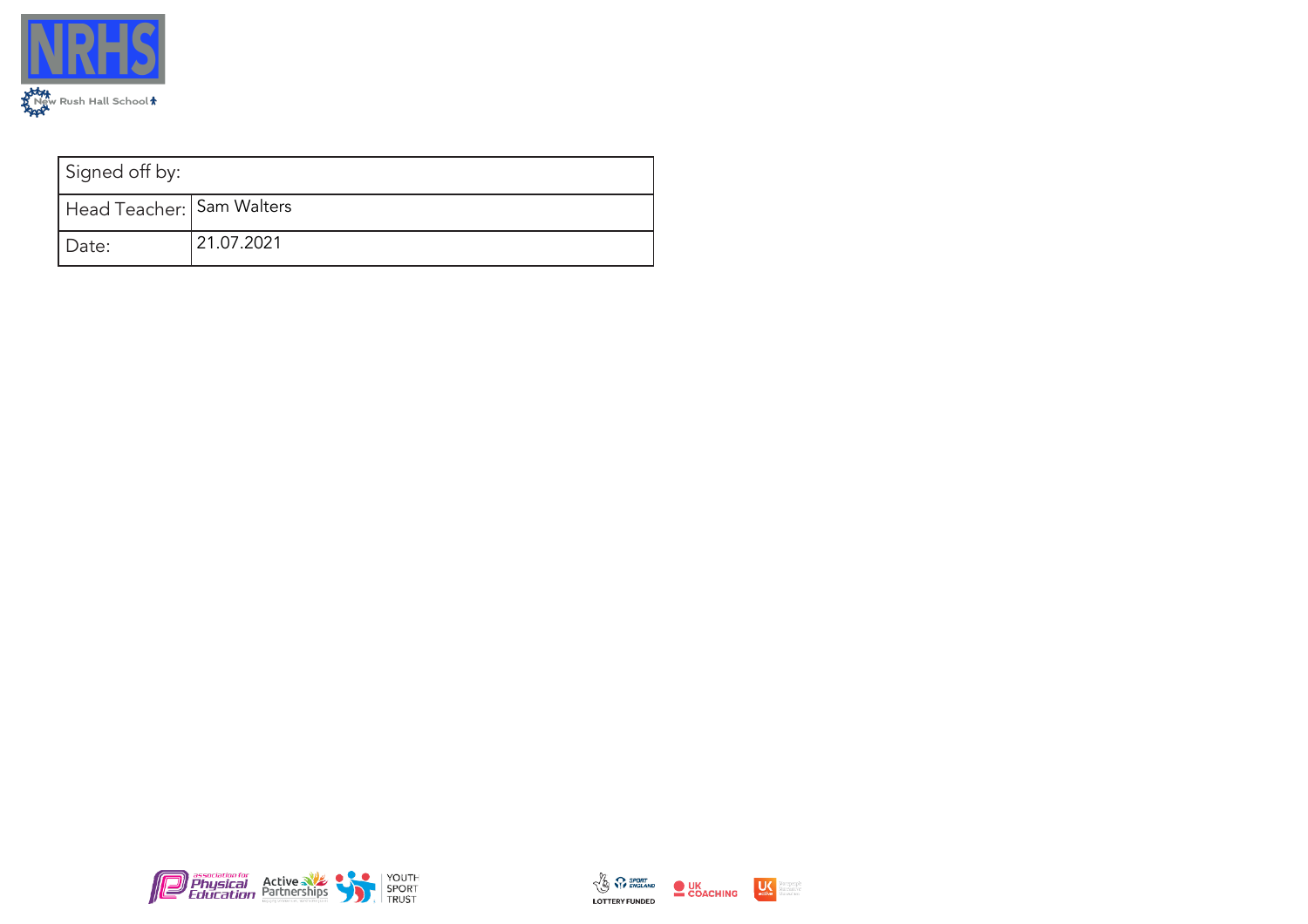| | |
|---|---|
| Signed off by: | |
| Head Teacher: | Sam Walters |
| Date: | 21.07.2021 |